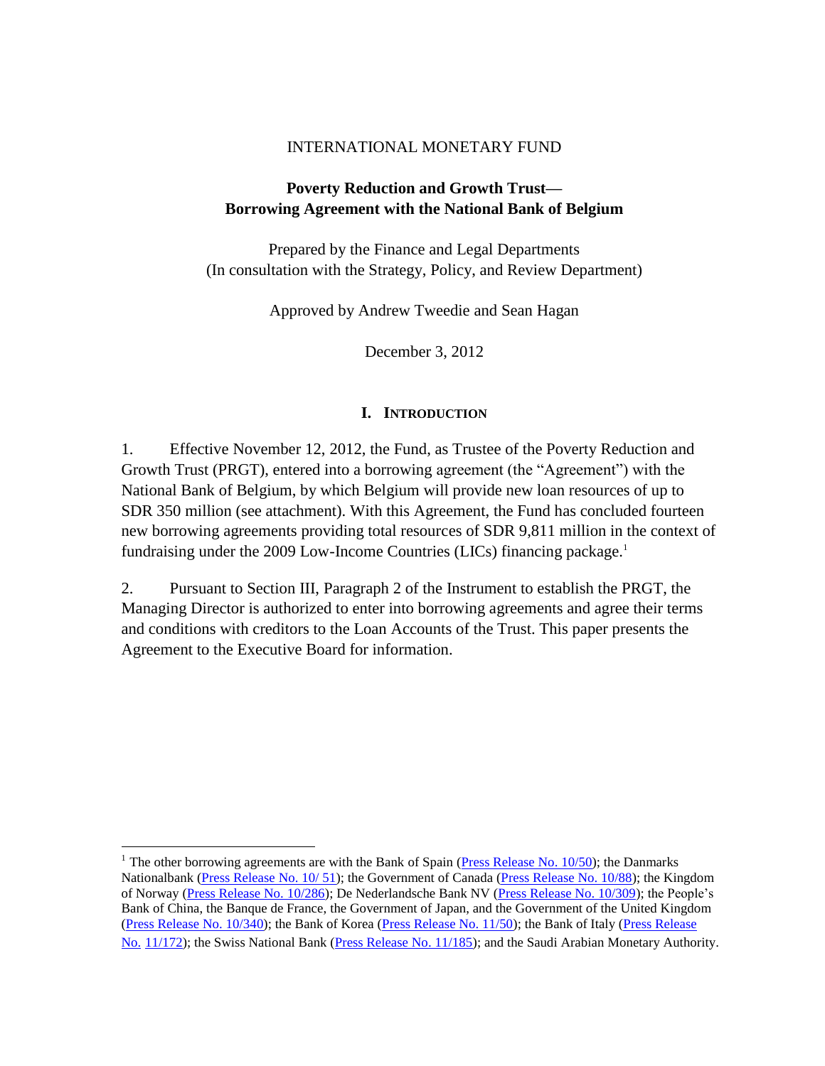INTERNATIONAL MONETARY FUND

# Poverty Reduction and Growth Trust—Borrowing Agreement with the National Bank of Belgium

Prepared by the Finance and Legal Departments
(In consultation with the Strategy, Policy, and Review Department)

Approved by Andrew Tweedie and Sean Hagan

December 3, 2012

## I. INTRODUCTION

1. Effective November 12, 2012, the Fund, as Trustee of the Poverty Reduction and Growth Trust (PRGT), entered into a borrowing agreement (the "Agreement") with the National Bank of Belgium, by which Belgium will provide new loan resources of up to SDR 350 million (see attachment). With this Agreement, the Fund has concluded fourteen new borrowing agreements providing total resources of SDR 9,811 million in the context of fundraising under the 2009 Low-Income Countries (LICs) financing package.[1]

2. Pursuant to Section III, Paragraph 2 of the Instrument to establish the PRGT, the Managing Director is authorized to enter into borrowing agreements and agree their terms and conditions with creditors to the Loan Accounts of the Trust. This paper presents the Agreement to the Executive Board for information.

---

[1] The other borrowing agreements are with the Bank of Spain (Press Release No. 10/50); the Danmarks Nationalbank (Press Release No. 10/ 51); the Government of Canada (Press Release No. 10/88); the Kingdom of Norway (Press Release No. 10/286); De Nederlandsche Bank NV (Press Release No. 10/309); the People's Bank of China, the Banque de France, the Government of Japan, and the Government of the United Kingdom (Press Release No. 10/340); the Bank of Korea (Press Release No. 11/50); the Bank of Italy (Press Release No. 11/172); the Swiss National Bank (Press Release No. 11/185); and the Saudi Arabian Monetary Authority.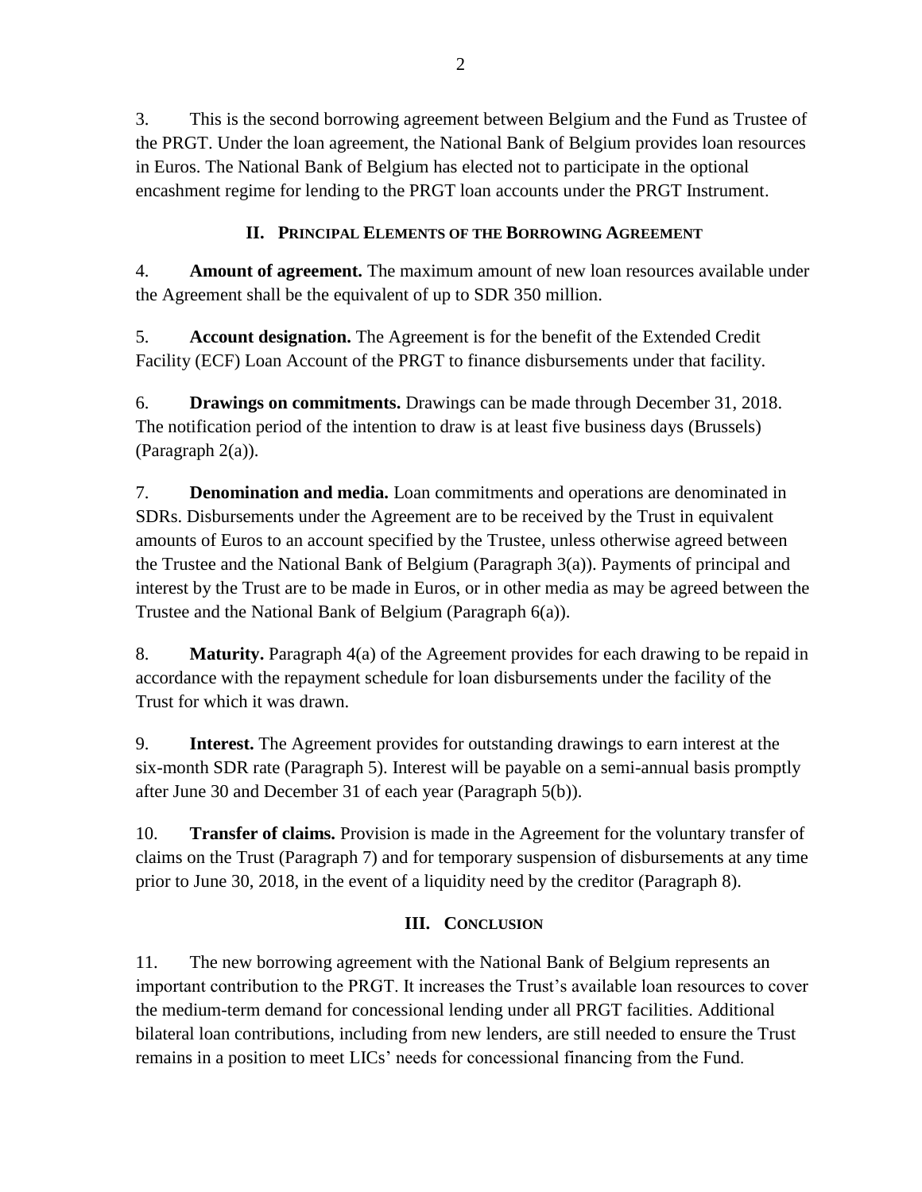3. This is the second borrowing agreement between Belgium and the Fund as Trustee of the PRGT. Under the loan agreement, the National Bank of Belgium provides loan resources in Euros. The National Bank of Belgium has elected not to participate in the optional encashment regime for lending to the PRGT loan accounts under the PRGT Instrument.

## II. Principal Elements of the Borrowing Agreement

4. **Amount of agreement.** The maximum amount of new loan resources available under the Agreement shall be the equivalent of up to SDR 350 million.

5. **Account designation.** The Agreement is for the benefit of the Extended Credit Facility (ECF) Loan Account of the PRGT to finance disbursements under that facility.

6. **Drawings on commitments.** Drawings can be made through December 31, 2018. The notification period of the intention to draw is at least five business days (Brussels) (Paragraph 2(a)).

7. **Denomination and media.** Loan commitments and operations are denominated in SDRs. Disbursements under the Agreement are to be received by the Trust in equivalent amounts of Euros to an account specified by the Trustee, unless otherwise agreed between the Trustee and the National Bank of Belgium (Paragraph 3(a)). Payments of principal and interest by the Trust are to be made in Euros, or in other media as may be agreed between the Trustee and the National Bank of Belgium (Paragraph 6(a)).

8. **Maturity.** Paragraph 4(a) of the Agreement provides for each drawing to be repaid in accordance with the repayment schedule for loan disbursements under the facility of the Trust for which it was drawn.

9. **Interest.** The Agreement provides for outstanding drawings to earn interest at the six-month SDR rate (Paragraph 5). Interest will be payable on a semi-annual basis promptly after June 30 and December 31 of each year (Paragraph 5(b)).

10. **Transfer of claims.** Provision is made in the Agreement for the voluntary transfer of claims on the Trust (Paragraph 7) and for temporary suspension of disbursements at any time prior to June 30, 2018, in the event of a liquidity need by the creditor (Paragraph 8).

## III. Conclusion

11. The new borrowing agreement with the National Bank of Belgium represents an important contribution to the PRGT. It increases the Trust's available loan resources to cover the medium-term demand for concessional lending under all PRGT facilities. Additional bilateral loan contributions, including from new lenders, are still needed to ensure the Trust remains in a position to meet LICs' needs for concessional financing from the Fund.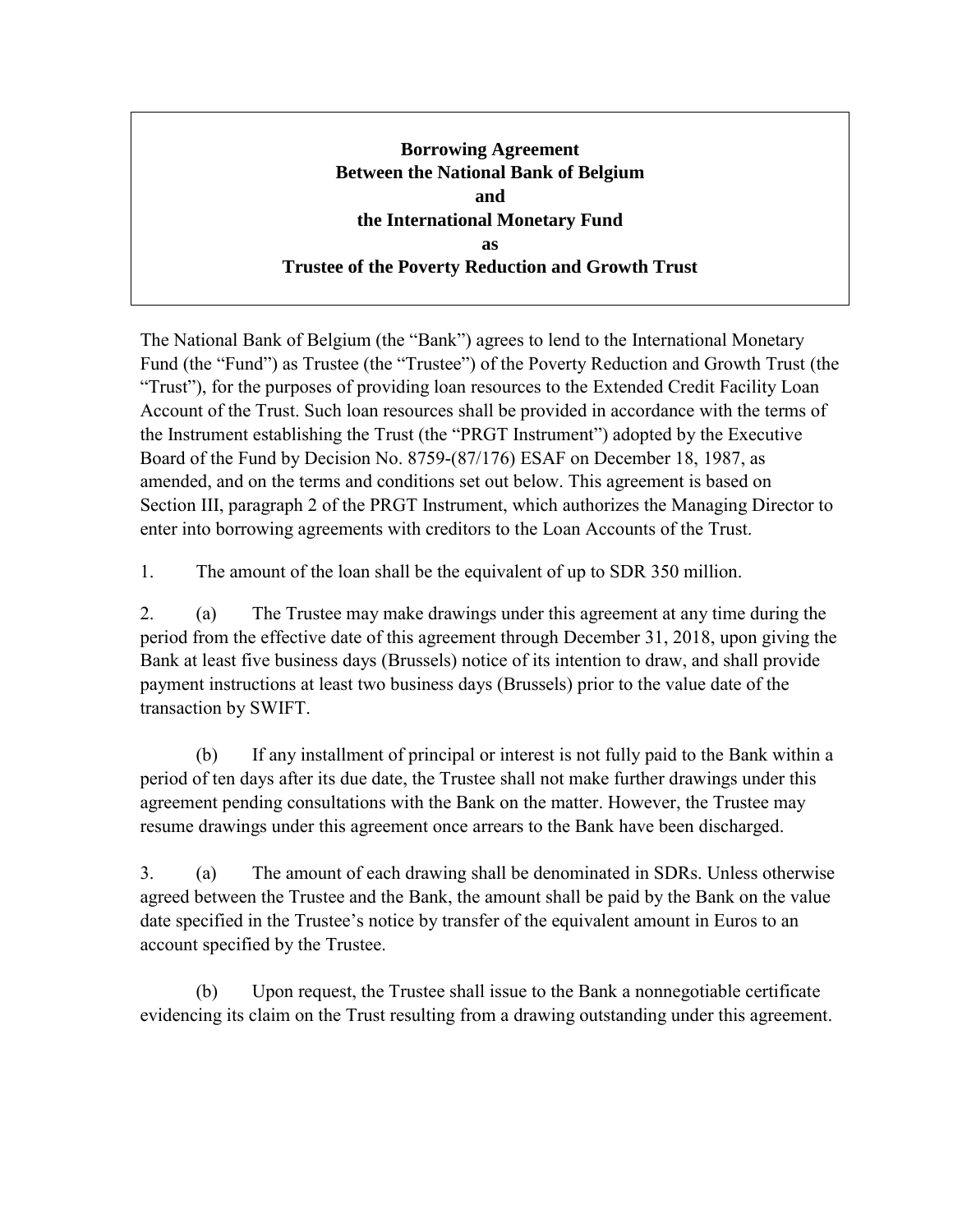**Borrowing Agreement**
**Between the National Bank of Belgium**
**and**
**the International Monetary Fund**
**as**
**Trustee of the Poverty Reduction and Growth Trust**

The National Bank of Belgium (the "Bank") agrees to lend to the International Monetary Fund (the "Fund") as Trustee (the "Trustee") of the Poverty Reduction and Growth Trust (the "Trust"), for the purposes of providing loan resources to the Extended Credit Facility Loan Account of the Trust. Such loan resources shall be provided in accordance with the terms of the Instrument establishing the Trust (the "PRGT Instrument") adopted by the Executive Board of the Fund by Decision No. 8759-(87/176) ESAF on December 18, 1987, as amended, and on the terms and conditions set out below. This agreement is based on Section III, paragraph 2 of the PRGT Instrument, which authorizes the Managing Director to enter into borrowing agreements with creditors to the Loan Accounts of the Trust.

1. The amount of the loan shall be the equivalent of up to SDR 350 million.

2. (a) The Trustee may make drawings under this agreement at any time during the period from the effective date of this agreement through December 31, 2018, upon giving the Bank at least five business days (Brussels) notice of its intention to draw, and shall provide payment instructions at least two business days (Brussels) prior to the value date of the transaction by SWIFT.

(b) If any installment of principal or interest is not fully paid to the Bank within a period of ten days after its due date, the Trustee shall not make further drawings under this agreement pending consultations with the Bank on the matter. However, the Trustee may resume drawings under this agreement once arrears to the Bank have been discharged.

3. (a) The amount of each drawing shall be denominated in SDRs. Unless otherwise agreed between the Trustee and the Bank, the amount shall be paid by the Bank on the value date specified in the Trustee's notice by transfer of the equivalent amount in Euros to an account specified by the Trustee.

(b) Upon request, the Trustee shall issue to the Bank a nonnegotiable certificate evidencing its claim on the Trust resulting from a drawing outstanding under this agreement.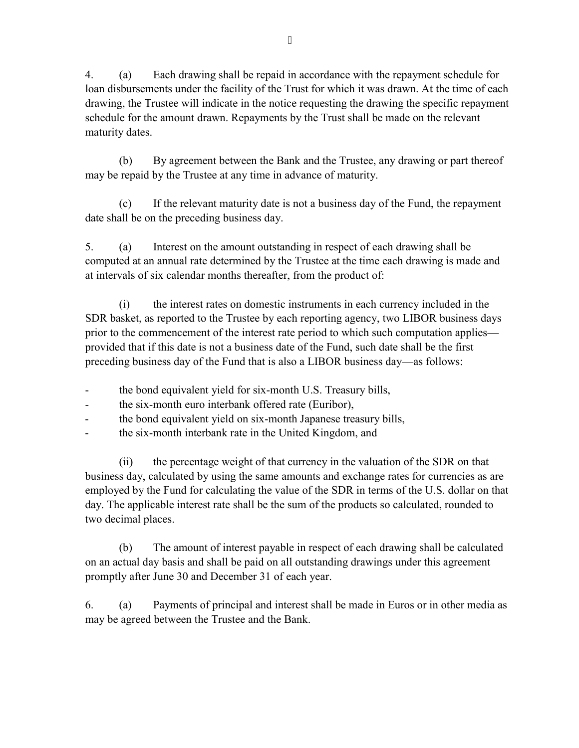4. (a) Each drawing shall be repaid in accordance with the repayment schedule for loan disbursements under the facility of the Trust for which it was drawn. At the time of each drawing, the Trustee will indicate in the notice requesting the drawing the specific repayment schedule for the amount drawn. Repayments by the Trust shall be made on the relevant maturity dates.

(b) By agreement between the Bank and the Trustee, any drawing or part thereof may be repaid by the Trustee at any time in advance of maturity.

(c) If the relevant maturity date is not a business day of the Fund, the repayment date shall be on the preceding business day.

5. (a) Interest on the amount outstanding in respect of each drawing shall be computed at an annual rate determined by the Trustee at the time each drawing is made and at intervals of six calendar months thereafter, from the product of:

(i) the interest rates on domestic instruments in each currency included in the SDR basket, as reported to the Trustee by each reporting agency, two LIBOR business days prior to the commencement of the interest rate period to which such computation applies—provided that if this date is not a business date of the Fund, such date shall be the first preceding business day of the Fund that is also a LIBOR business day—as follows:

- the bond equivalent yield for six-month U.S. Treasury bills,
- the six-month euro interbank offered rate (Euribor),
- the bond equivalent yield on six-month Japanese treasury bills,
- the six-month interbank rate in the United Kingdom, and

(ii) the percentage weight of that currency in the valuation of the SDR on that business day, calculated by using the same amounts and exchange rates for currencies as are employed by the Fund for calculating the value of the SDR in terms of the U.S. dollar on that day. The applicable interest rate shall be the sum of the products so calculated, rounded to two decimal places.

(b) The amount of interest payable in respect of each drawing shall be calculated on an actual day basis and shall be paid on all outstanding drawings under this agreement promptly after June 30 and December 31 of each year.

6. (a) Payments of principal and interest shall be made in Euros or in other media as may be agreed between the Trustee and the Bank.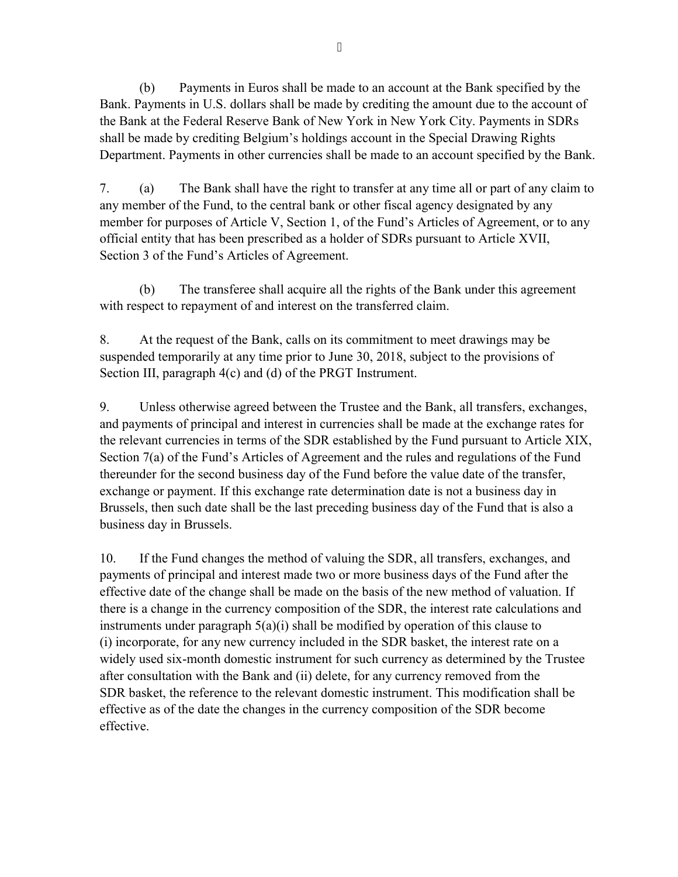(b) Payments in Euros shall be made to an account at the Bank specified by the Bank. Payments in U.S. dollars shall be made by crediting the amount due to the account of the Bank at the Federal Reserve Bank of New York in New York City. Payments in SDRs shall be made by crediting Belgium's holdings account in the Special Drawing Rights Department. Payments in other currencies shall be made to an account specified by the Bank.

7. (a) The Bank shall have the right to transfer at any time all or part of any claim to any member of the Fund, to the central bank or other fiscal agency designated by any member for purposes of Article V, Section 1, of the Fund's Articles of Agreement, or to any official entity that has been prescribed as a holder of SDRs pursuant to Article XVII, Section 3 of the Fund's Articles of Agreement.

(b) The transferee shall acquire all the rights of the Bank under this agreement with respect to repayment of and interest on the transferred claim.

8. At the request of the Bank, calls on its commitment to meet drawings may be suspended temporarily at any time prior to June 30, 2018, subject to the provisions of Section III, paragraph 4(c) and (d) of the PRGT Instrument.

9. Unless otherwise agreed between the Trustee and the Bank, all transfers, exchanges, and payments of principal and interest in currencies shall be made at the exchange rates for the relevant currencies in terms of the SDR established by the Fund pursuant to Article XIX, Section 7(a) of the Fund's Articles of Agreement and the rules and regulations of the Fund thereunder for the second business day of the Fund before the value date of the transfer, exchange or payment. If this exchange rate determination date is not a business day in Brussels, then such date shall be the last preceding business day of the Fund that is also a business day in Brussels.

10. If the Fund changes the method of valuing the SDR, all transfers, exchanges, and payments of principal and interest made two or more business days of the Fund after the effective date of the change shall be made on the basis of the new method of valuation. If there is a change in the currency composition of the SDR, the interest rate calculations and instruments under paragraph 5(a)(i) shall be modified by operation of this clause to (i) incorporate, for any new currency included in the SDR basket, the interest rate on a widely used six-month domestic instrument for such currency as determined by the Trustee after consultation with the Bank and (ii) delete, for any currency removed from the SDR basket, the reference to the relevant domestic instrument. This modification shall be effective as of the date the changes in the currency composition of the SDR become effective.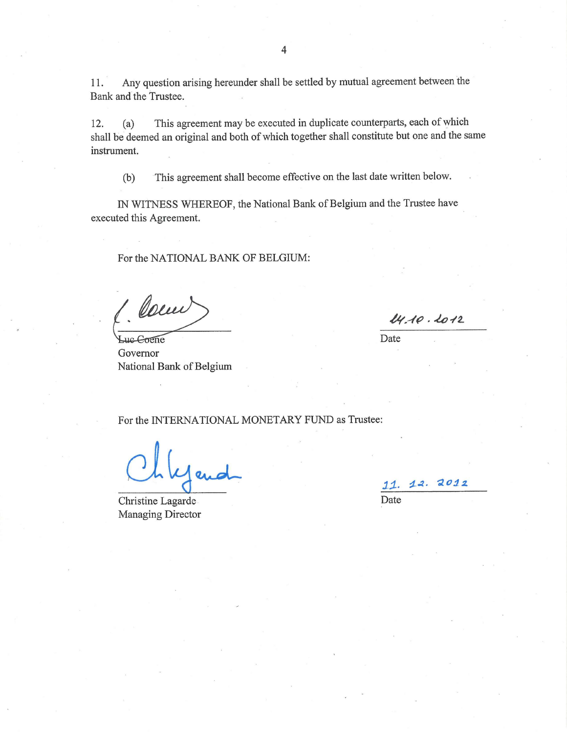11. Any question arising hereunder shall be settled by mutual agreement between the Bank and the Trustee.

12. (a) This agreement may be executed in duplicate counterparts, each of which shall be deemed an original and both of which together shall constitute but one and the same instrument.

(b) This agreement shall become effective on the last date written below.

IN WITNESS WHEREOF, the National Bank of Belgium and the Trustee have executed this Agreement.

For the NATIONAL BANK OF BELGIUM:

Luc Coene
Governor
National Bank of Belgium

24.10.2012
Date

For the INTERNATIONAL MONETARY FUND as Trustee:

Christine Lagarde
Managing Director

11. 12. 2012
Date